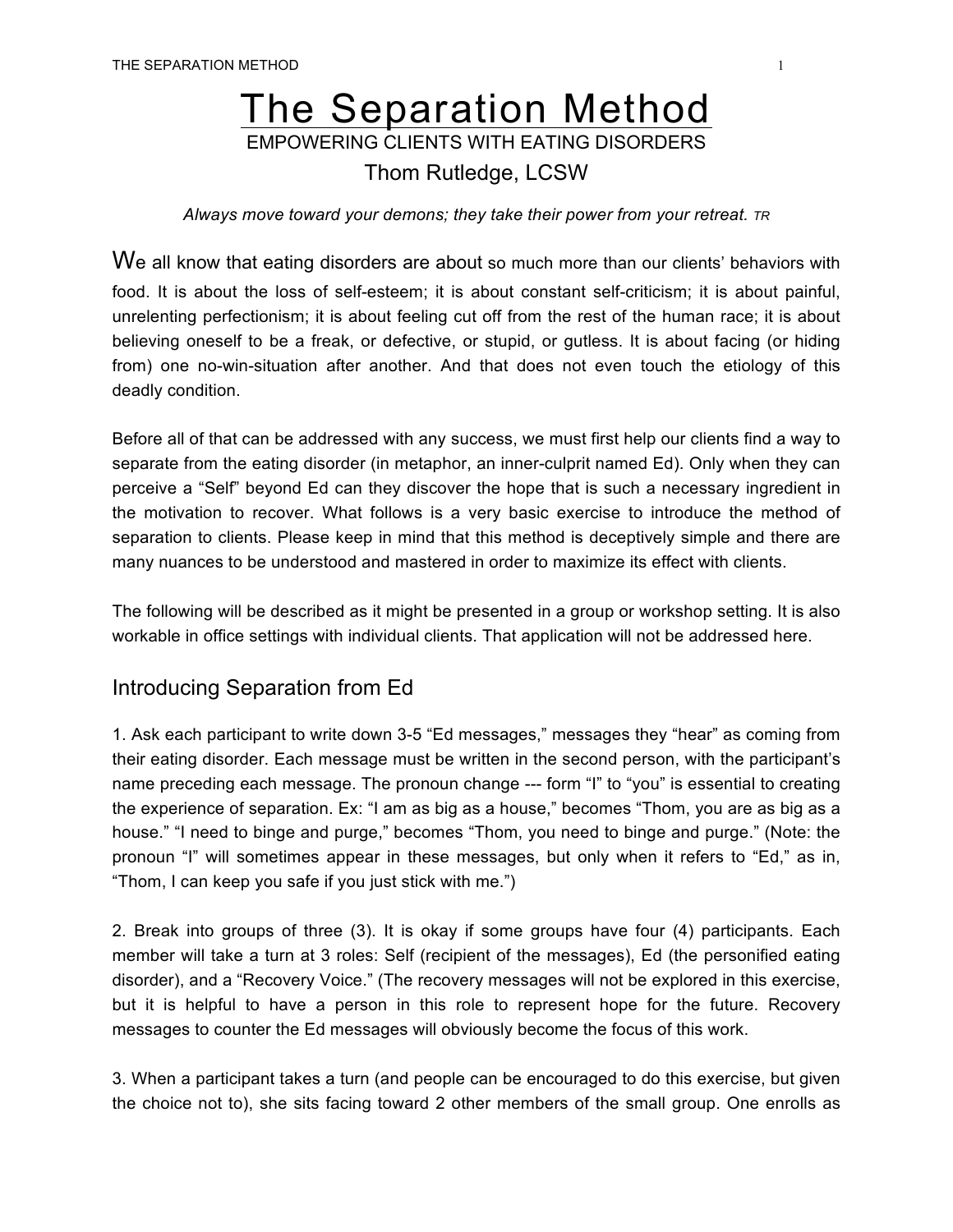# The Separation Method

EMPOWERING CLIENTS WITH EATING DISORDERS

Thom Rutledge, LCSW

*Always move toward your demons; they take their power from your retreat.* *TR*

We all know that eating disorders are about so much more than our clients' behaviors with food. It is about the loss of self-esteem; it is about constant self-criticism; it is about painful, unrelenting perfectionism; it is about feeling cut off from the rest of the human race; it is about believing oneself to be a freak, or defective, or stupid, or gutless. It is about facing (or hiding from) one no-win-situation after another. And that does not even touch the etiology of this deadly condition.

Before all of that can be addressed with any success, we must first help our clients find a way to separate from the eating disorder (in metaphor, an inner-culprit named Ed). Only when they can perceive a "Self" beyond Ed can they discover the hope that is such a necessary ingredient in the motivation to recover. What follows is a very basic exercise to introduce the method of separation to clients. Please keep in mind that this method is deceptively simple and there are many nuances to be understood and mastered in order to maximize its effect with clients.

The following will be described as it might be presented in a group or workshop setting. It is also workable in office settings with individual clients. That application will not be addressed here.

## Introducing Separation from Ed

1. Ask each participant to write down 3-5 "Ed messages," messages they "hear" as coming from their eating disorder. Each message must be written in the second person, with the participant's name preceding each message. The pronoun change --- form "I" to "you" is essential to creating the experience of separation. Ex: "I am as big as a house," becomes "Thom, you are as big as a house." "I need to binge and purge," becomes "Thom, you need to binge and purge." (Note: the pronoun "I" will sometimes appear in these messages, but only when it refers to "Ed," as in, "Thom, I can keep you safe if you just stick with me.")

2. Break into groups of three (3). It is okay if some groups have four (4) participants. Each member will take a turn at 3 roles: Self (recipient of the messages), Ed (the personified eating disorder), and a "Recovery Voice." (The recovery messages will not be explored in this exercise, but it is helpful to have a person in this role to represent hope for the future. Recovery messages to counter the Ed messages will obviously become the focus of this work.

3. When a participant takes a turn (and people can be encouraged to do this exercise, but given the choice not to), she sits facing toward 2 other members of the small group. One enrolls as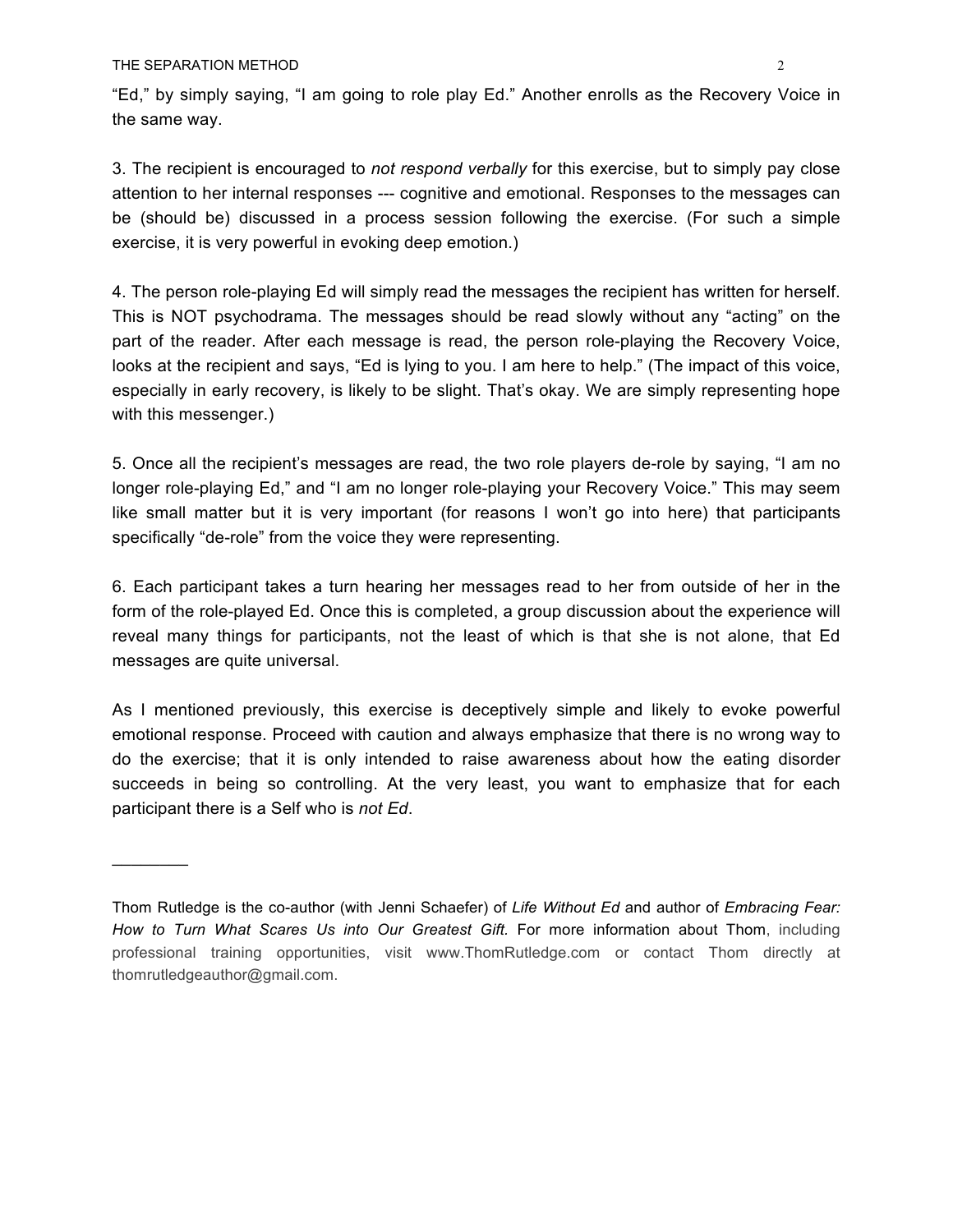"Ed," by simply saying, "I am going to role play Ed." Another enrolls as the Recovery Voice in the same way.

3. The recipient is encouraged to *not respond verbally* for this exercise, but to simply pay close attention to her internal responses --- cognitive and emotional. Responses to the messages can be (should be) discussed in a process session following the exercise. (For such a simple exercise, it is very powerful in evoking deep emotion.)

4. The person role-playing Ed will simply read the messages the recipient has written for herself. This is NOT psychodrama. The messages should be read slowly without any "acting" on the part of the reader. After each message is read, the person role-playing the Recovery Voice, looks at the recipient and says, "Ed is lying to you. I am here to help." (The impact of this voice, especially in early recovery, is likely to be slight. That's okay. We are simply representing hope with this messenger.)

5. Once all the recipient's messages are read, the two role players de-role by saying, "I am no longer role-playing Ed," and "I am no longer role-playing your Recovery Voice." This may seem like small matter but it is very important (for reasons I won't go into here) that participants specifically "de-role" from the voice they were representing.

6. Each participant takes a turn hearing her messages read to her from outside of her in the form of the role-played Ed. Once this is completed, a group discussion about the experience will reveal many things for participants, not the least of which is that she is not alone, that Ed messages are quite universal.

As I mentioned previously, this exercise is deceptively simple and likely to evoke powerful emotional response. Proceed with caution and always emphasize that there is no wrong way to do the exercise; that it is only intended to raise awareness about how the eating disorder succeeds in being so controlling. At the very least, you want to emphasize that for each participant there is a Self who is *not Ed*.

________

Thom Rutledge is the co-author (with Jenni Schaefer) of *Life Without Ed* and author of *Embracing Fear: How to Turn What Scares Us into Our Greatest Gift.* For more information about Thom, including professional training opportunities, visit www.ThomRutledge.com or contact Thom directly at thomrutledgeauthor@gmail.com.